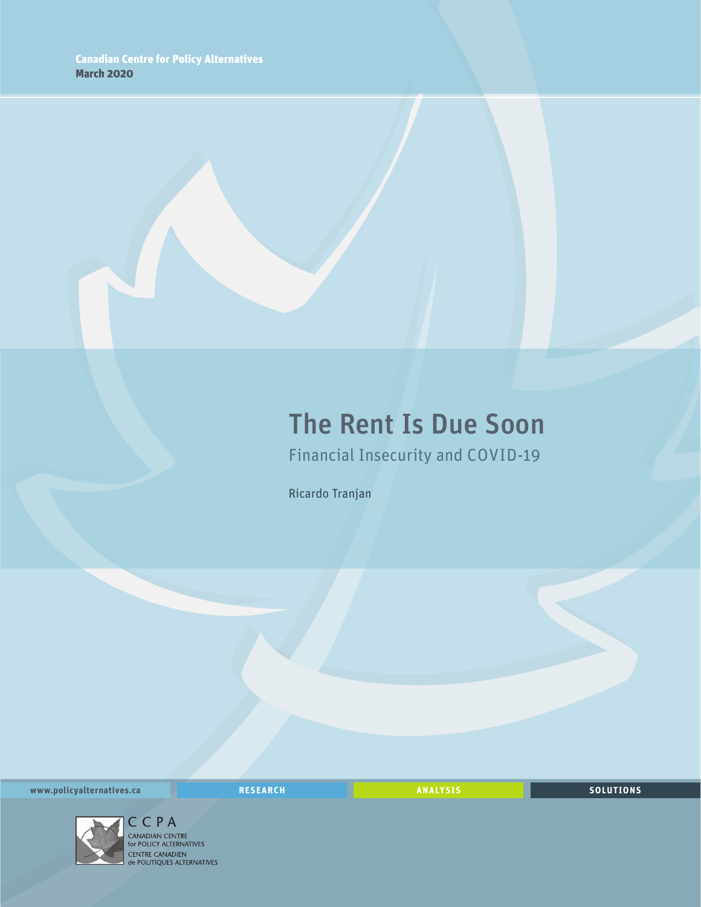Canadian Centre for Policy Alternatives
March 2020

# The Rent Is Due Soon

## Financial Insecurity and COVID-19

Ricardo Tranjan

www.policyalternatives.ca RESEARCH ANALYSIS SOLUTIONS

CCPA
CANADIAN CENTRE for POLICY ALTERNATIVES
CENTRE CANADIEN de POLITIQUES ALTERNATIVES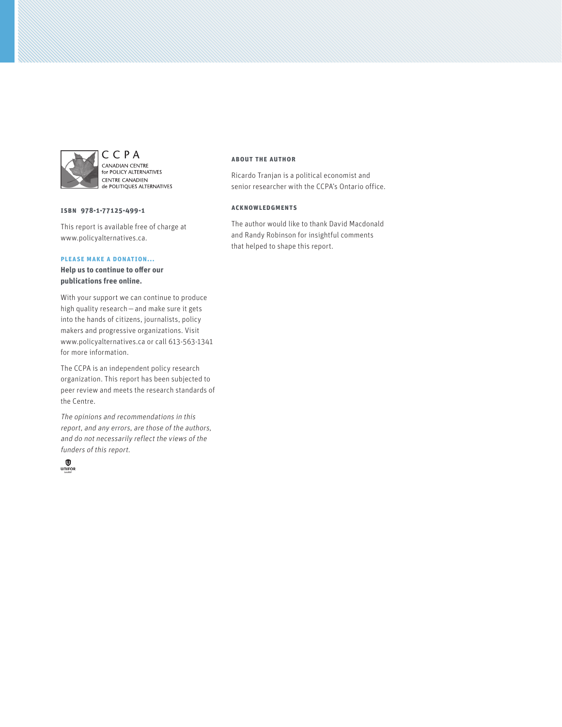CCPA

CANADIAN CENTRE for POLICY ALTERNATIVES

CENTRE CANADIEN de POLITIQUES ALTERNATIVES

**ISBN 978-1-77125-499-1**

This report is available free of charge at www.policyalternatives.ca.

**PLEASE MAKE A DONATION...**

**Help us to continue to offer our publications free online.**

With your support we can continue to produce high quality research — and make sure it gets into the hands of citizens, journalists, policy makers and progressive organizations. Visit www.policyalternatives.ca or call 613-563-1341 for more information.

The CCPA is an independent policy research organization. This report has been subjected to peer review and meets the research standards of the Centre.

*The opinions and recommendations in this report, and any errors, are those of the authors, and do not necessarily reflect the views of the funders of this report.*

UNIFOR

**ABOUT THE AUTHOR**

Ricardo Tranjan is a political economist and senior researcher with the CCPA's Ontario office.

**ACKNOWLEDGMENTS**

The author would like to thank David Macdonald and Randy Robinson for insightful comments that helped to shape this report.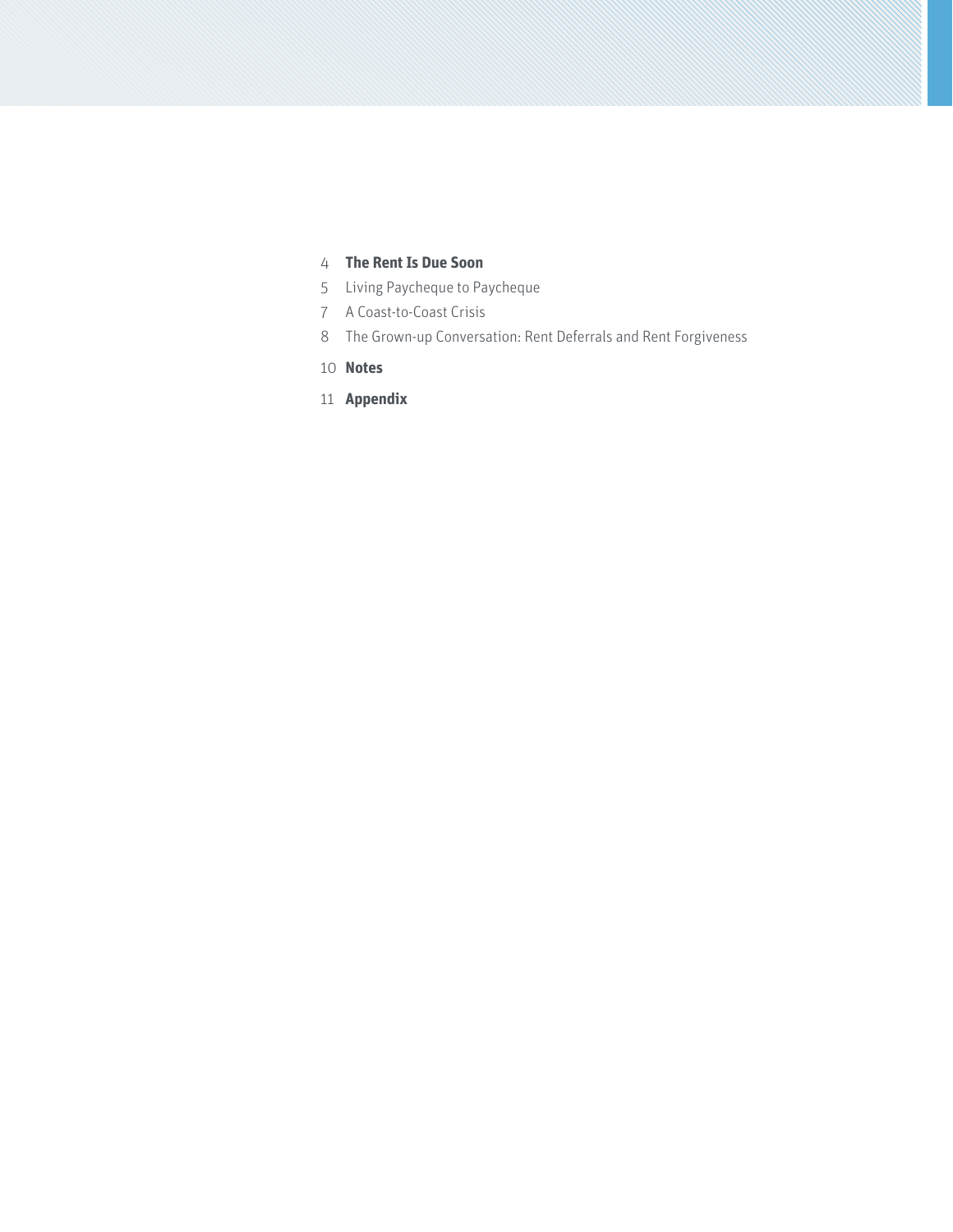4 **The Rent Is Due Soon**

5 Living Paycheque to Paycheque

7 A Coast-to-Coast Crisis

8 The Grown-up Conversation: Rent Deferrals and Rent Forgiveness

10 **Notes**

11 **Appendix**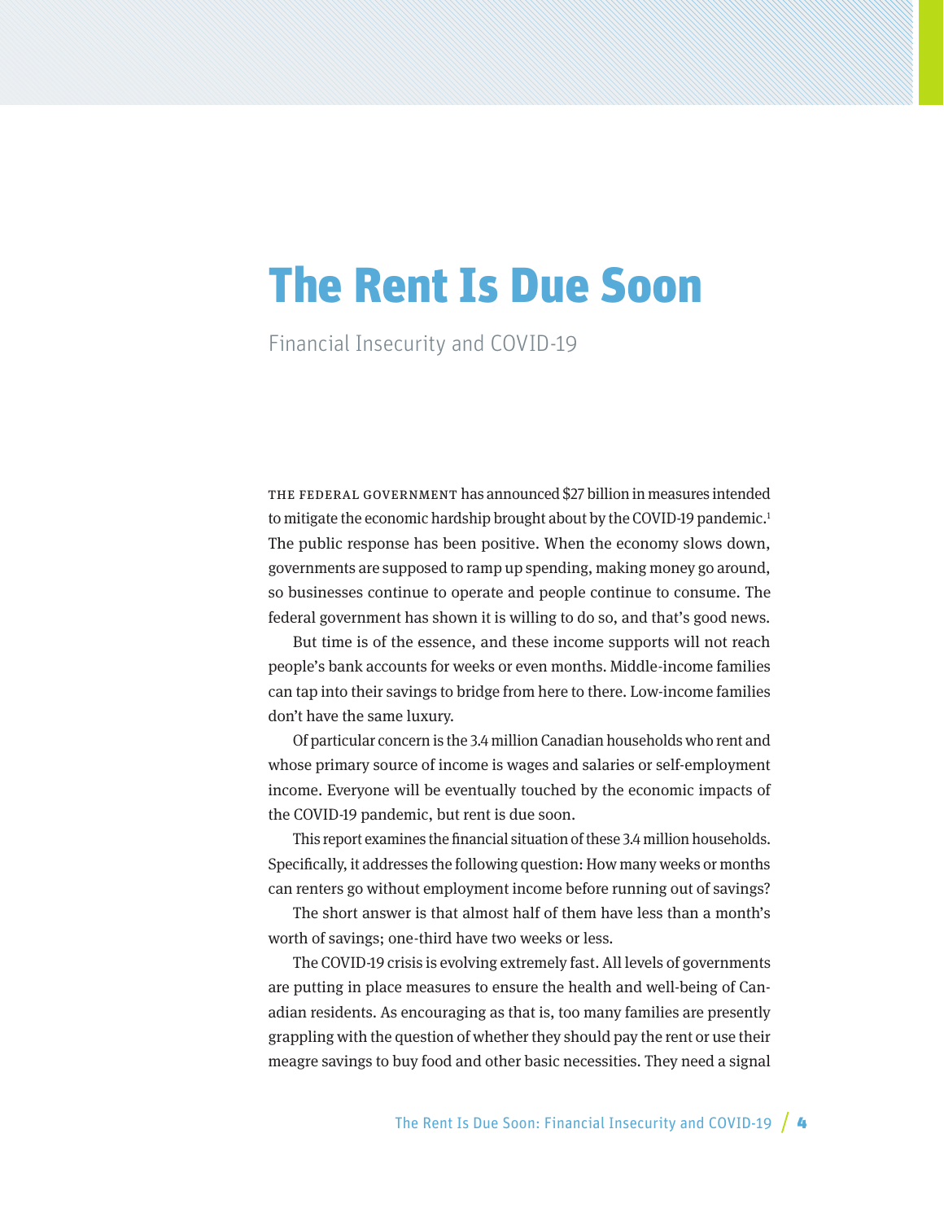# The Rent Is Due Soon

Financial Insecurity and COVID-19

THE FEDERAL GOVERNMENT has announced $27 billion in measures intended to mitigate the economic hardship brought about by the COVID-19 pandemic.[1] The public response has been positive. When the economy slows down, governments are supposed to ramp up spending, making money go around, so businesses continue to operate and people continue to consume. The federal government has shown it is willing to do so, and that's good news.

But time is of the essence, and these income supports will not reach people's bank accounts for weeks or even months. Middle-income families can tap into their savings to bridge from here to there. Low-income families don't have the same luxury.

Of particular concern is the 3.4 million Canadian households who rent and whose primary source of income is wages and salaries or self-employment income. Everyone will be eventually touched by the economic impacts of the COVID-19 pandemic, but rent is due soon.

This report examines the financial situation of these 3.4 million households. Specifically, it addresses the following question: How many weeks or months can renters go without employment income before running out of savings?

The short answer is that almost half of them have less than a month's worth of savings; one-third have two weeks or less.

The COVID-19 crisis is evolving extremely fast. All levels of governments are putting in place measures to ensure the health and well-being of Canadian residents. As encouraging as that is, too many families are presently grappling with the question of whether they should pay the rent or use their meagre savings to buy food and other basic necessities. They need a signal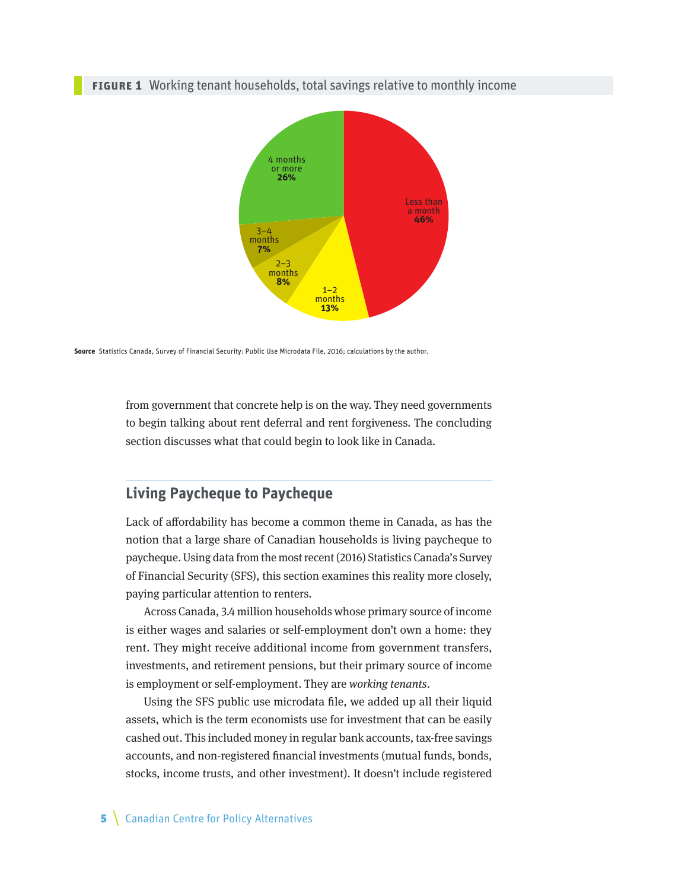**FIGURE 1** Working tenant households, total savings relative to monthly income

| Savings relative to monthly income | Share |
| --- | --- |
| Less than a month | 46% |
| 1–2 months | 13% |
| 2–3 months | 8% |
| 3–4 months | 7% |
| 4 months or more | 26% |

**Source** Statistics Canada, Survey of Financial Security: Public Use Microdata File, 2016; calculations by the author.

from government that concrete help is on the way. They need governments to begin talking about rent deferral and rent forgiveness. The concluding section discusses what that could begin to look like in Canada.

## Living Paycheque to Paycheque

Lack of affordability has become a common theme in Canada, as has the notion that a large share of Canadian households is living paycheque to paycheque. Using data from the most recent (2016) Statistics Canada's Survey of Financial Security (SFS), this section examines this reality more closely, paying particular attention to renters.

Across Canada, 3.4 million households whose primary source of income is either wages and salaries or self-employment don't own a home: they rent. They might receive additional income from government transfers, investments, and retirement pensions, but their primary source of income is employment or self-employment. They are *working tenants*.

Using the SFS public use microdata file, we added up all their liquid assets, which is the term economists use for investment that can be easily cashed out. This included money in regular bank accounts, tax-free savings accounts, and non-registered financial investments (mutual funds, bonds, stocks, income trusts, and other investment). It doesn't include registered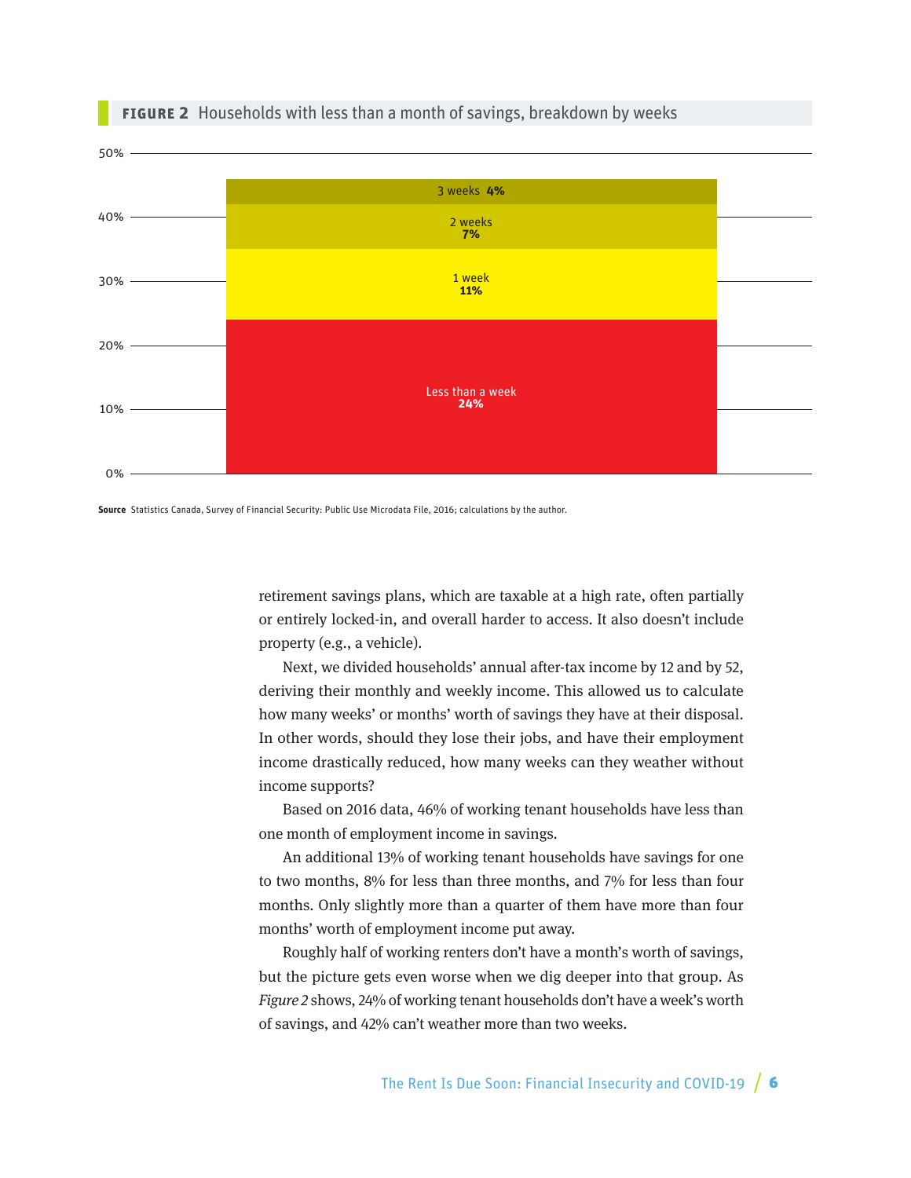**FIGURE 2** Households with less than a month of savings, breakdown by weeks

| Savings | Share of working tenant households |
| --- | --- |
| Less than a week | 24% |
| 1 week | 11% |
| 2 weeks | 7% |
| 3 weeks | 4% |

**Source** Statistics Canada, Survey of Financial Security: Public Use Microdata File, 2016; calculations by the author.

retirement savings plans, which are taxable at a high rate, often partially or entirely locked-in, and overall harder to access. It also doesn't include property (e.g., a vehicle).

Next, we divided households' annual after-tax income by 12 and by 52, deriving their monthly and weekly income. This allowed us to calculate how many weeks' or months' worth of savings they have at their disposal. In other words, should they lose their jobs, and have their employment income drastically reduced, how many weeks can they weather without income supports?

Based on 2016 data, 46% of working tenant households have less than one month of employment income in savings.

An additional 13% of working tenant households have savings for one to two months, 8% for less than three months, and 7% for less than four months. Only slightly more than a quarter of them have more than four months' worth of employment income put away.

Roughly half of working renters don't have a month's worth of savings, but the picture gets even worse when we dig deeper into that group. As *Figure 2* shows, 24% of working tenant households don't have a week's worth of savings, and 42% can't weather more than two weeks.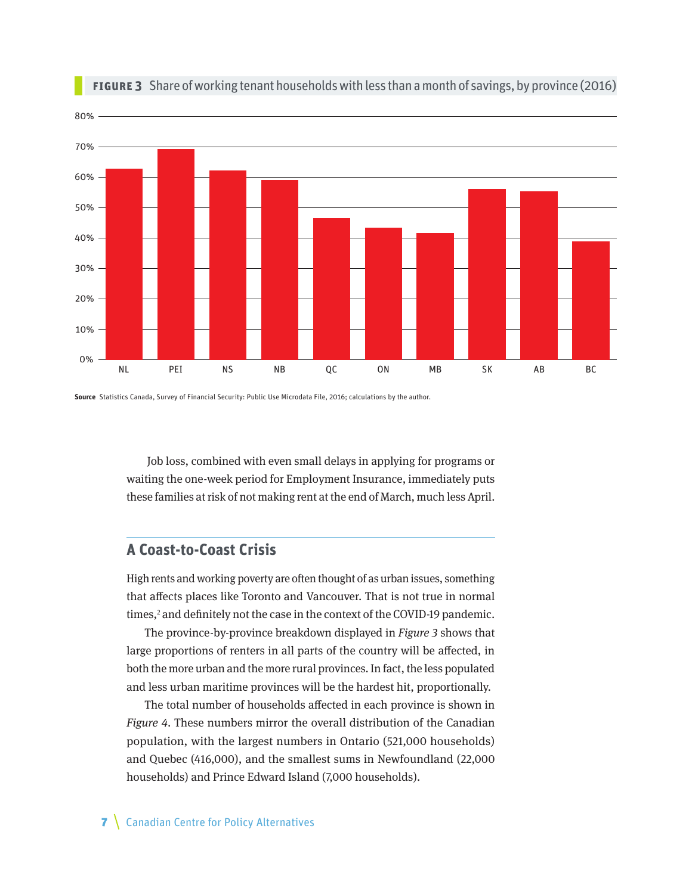**FIGURE 3** Share of working tenant households with less than a month of savings, by province (2016)

**Source** Statistics Canada, Survey of Financial Security: Public Use Microdata File, 2016; calculations by the author.

Job loss, combined with even small delays in applying for programs or waiting the one-week period for Employment Insurance, immediately puts these families at risk of not making rent at the end of March, much less April.

## A Coast-to-Coast Crisis

High rents and working poverty are often thought of as urban issues, something that affects places like Toronto and Vancouver. That is not true in normal times,[2] and definitely not the case in the context of the COVID-19 pandemic.

The province-by-province breakdown displayed in *Figure 3* shows that large proportions of renters in all parts of the country will be affected, in both the more urban and the more rural provinces. In fact, the less populated and less urban maritime provinces will be the hardest hit, proportionally.

The total number of households affected in each province is shown in *Figure 4*. These numbers mirror the overall distribution of the Canadian population, with the largest numbers in Ontario (521,000 households) and Quebec (416,000), and the smallest sums in Newfoundland (22,000 households) and Prince Edward Island (7,000 households).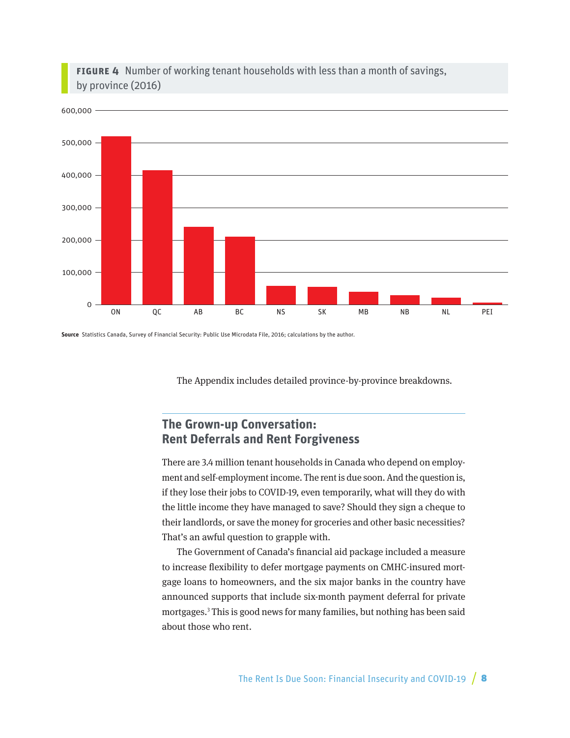**FIGURE 4** Number of working tenant households with less than a month of savings, by province (2016)

**Source** Statistics Canada, Survey of Financial Security: Public Use Microdata File, 2016; calculations by the author.

The Appendix includes detailed province-by-province breakdowns.

## The Grown-up Conversation: Rent Deferrals and Rent Forgiveness

There are 3.4 million tenant households in Canada who depend on employment and self-employment income. The rent is due soon. And the question is, if they lose their jobs to COVID-19, even temporarily, what will they do with the little income they have managed to save? Should they sign a cheque to their landlords, or save the money for groceries and other basic necessities? That's an awful question to grapple with.

The Government of Canada's financial aid package included a measure to increase flexibility to defer mortgage payments on CMHC-insured mortgage loans to homeowners, and the six major banks in the country have announced supports that include six-month payment deferral for private mortgages.[3] This is good news for many families, but nothing has been said about those who rent.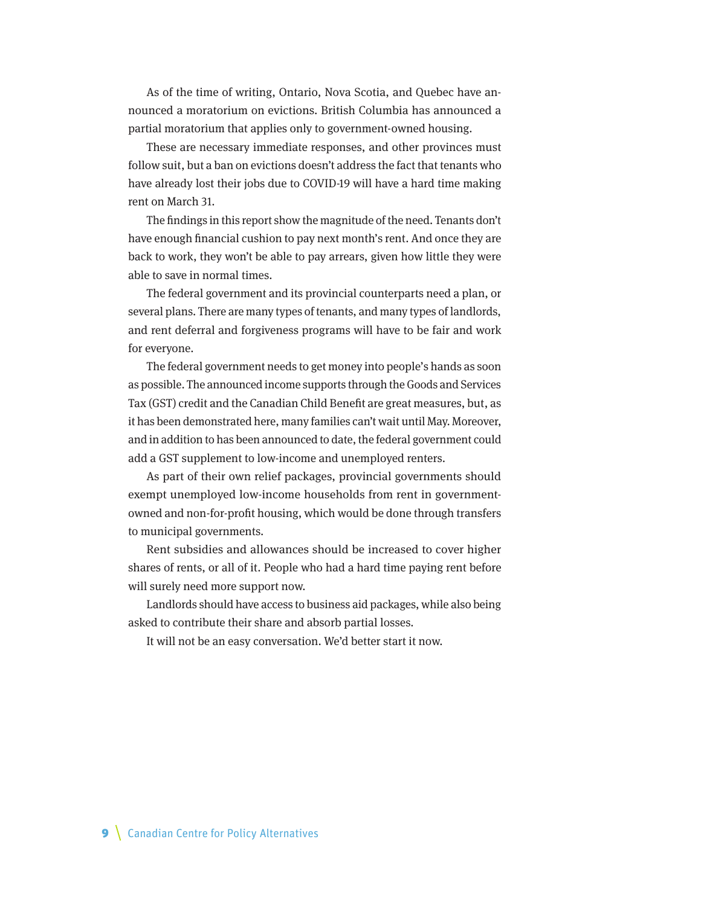As of the time of writing, Ontario, Nova Scotia, and Quebec have announced a moratorium on evictions. British Columbia has announced a partial moratorium that applies only to government-owned housing.

These are necessary immediate responses, and other provinces must follow suit, but a ban on evictions doesn't address the fact that tenants who have already lost their jobs due to COVID-19 will have a hard time making rent on March 31.

The findings in this report show the magnitude of the need. Tenants don't have enough financial cushion to pay next month's rent. And once they are back to work, they won't be able to pay arrears, given how little they were able to save in normal times.

The federal government and its provincial counterparts need a plan, or several plans. There are many types of tenants, and many types of landlords, and rent deferral and forgiveness programs will have to be fair and work for everyone.

The federal government needs to get money into people's hands as soon as possible. The announced income supports through the Goods and Services Tax (GST) credit and the Canadian Child Benefit are great measures, but, as it has been demonstrated here, many families can't wait until May. Moreover, and in addition to has been announced to date, the federal government could add a GST supplement to low-income and unemployed renters.

As part of their own relief packages, provincial governments should exempt unemployed low-income households from rent in government-owned and non-for-profit housing, which would be done through transfers to municipal governments.

Rent subsidies and allowances should be increased to cover higher shares of rents, or all of it. People who had a hard time paying rent before will surely need more support now.

Landlords should have access to business aid packages, while also being asked to contribute their share and absorb partial losses.

It will not be an easy conversation. We'd better start it now.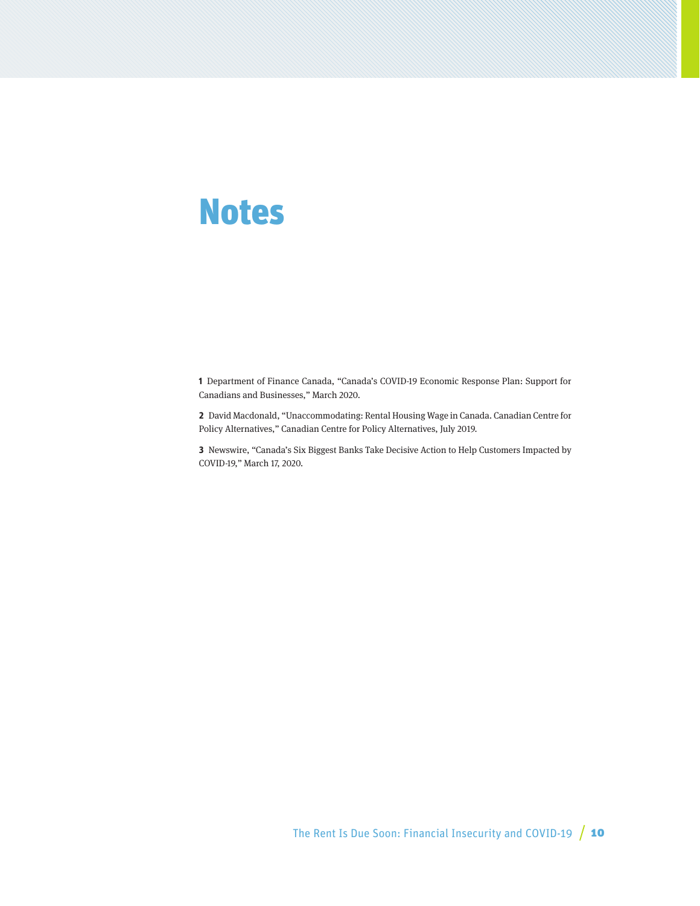# Notes

**1** Department of Finance Canada, "Canada's COVID-19 Economic Response Plan: Support for Canadians and Businesses," March 2020.

**2** David Macdonald, "Unaccommodating: Rental Housing Wage in Canada. Canadian Centre for Policy Alternatives," Canadian Centre for Policy Alternatives, July 2019.

**3** Newswire, "Canada's Six Biggest Banks Take Decisive Action to Help Customers Impacted by COVID-19," March 17, 2020.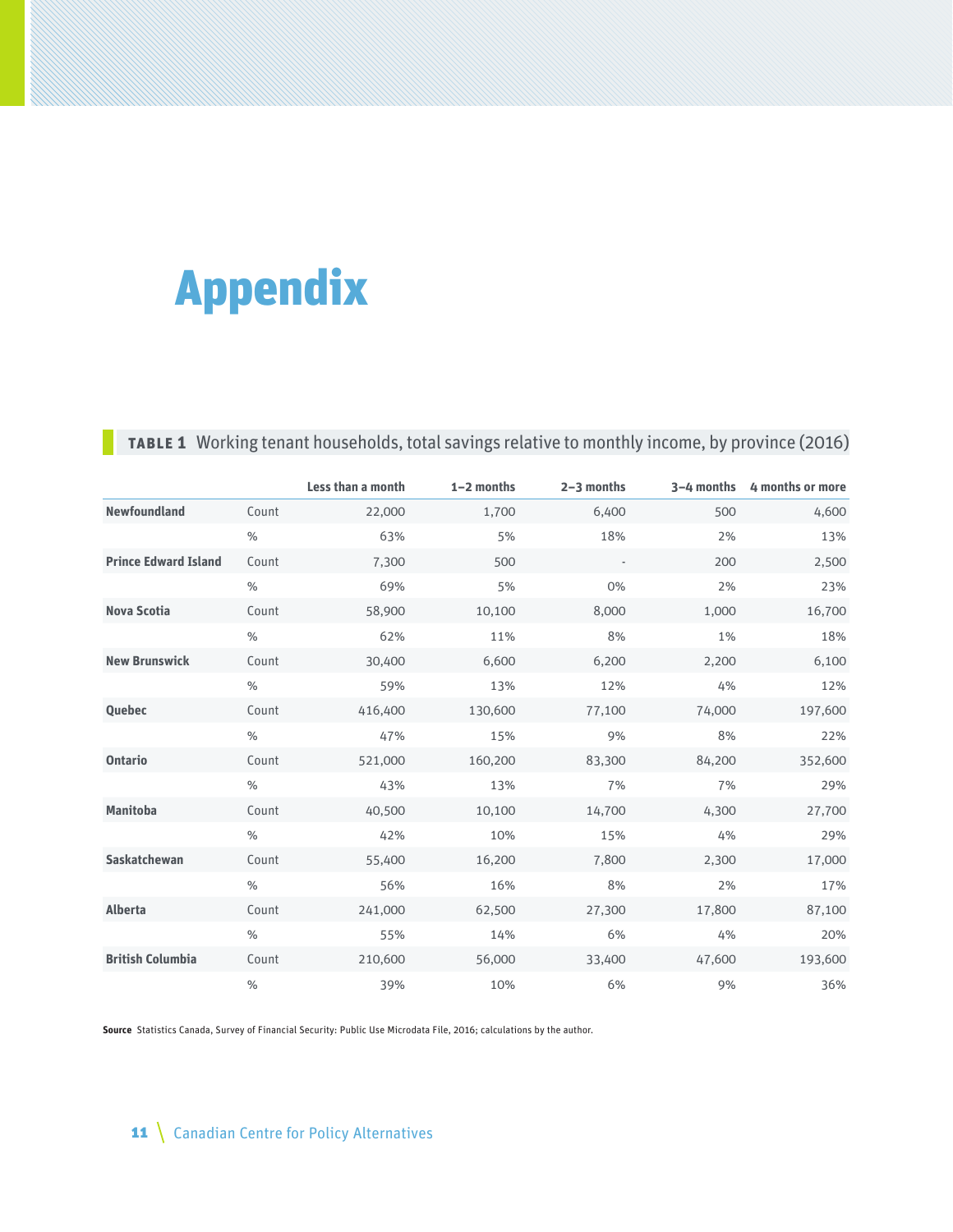# Appendix

**TABLE 1** Working tenant households, total savings relative to monthly income, by province (2016)

| | | Less than a month | 1–2 months | 2–3 months | 3–4 months | 4 months or more |
|---|---|---|---|---|---|---|
| **Newfoundland** | Count | 22,000 | 1,700 | 6,400 | 500 | 4,600 |
| | % | 63% | 5% | 18% | 2% | 13% |
| **Prince Edward Island** | Count | 7,300 | 500 | - | 200 | 2,500 |
| | % | 69% | 5% | 0% | 2% | 23% |
| **Nova Scotia** | Count | 58,900 | 10,100 | 8,000 | 1,000 | 16,700 |
| | % | 62% | 11% | 8% | 1% | 18% |
| **New Brunswick** | Count | 30,400 | 6,600 | 6,200 | 2,200 | 6,100 |
| | % | 59% | 13% | 12% | 4% | 12% |
| **Quebec** | Count | 416,400 | 130,600 | 77,100 | 74,000 | 197,600 |
| | % | 47% | 15% | 9% | 8% | 22% |
| **Ontario** | Count | 521,000 | 160,200 | 83,300 | 84,200 | 352,600 |
| | % | 43% | 13% | 7% | 7% | 29% |
| **Manitoba** | Count | 40,500 | 10,100 | 14,700 | 4,300 | 27,700 |
| | % | 42% | 10% | 15% | 4% | 29% |
| **Saskatchewan** | Count | 55,400 | 16,200 | 7,800 | 2,300 | 17,000 |
| | % | 56% | 16% | 8% | 2% | 17% |
| **Alberta** | Count | 241,000 | 62,500 | 27,300 | 17,800 | 87,100 |
| | % | 55% | 14% | 6% | 4% | 20% |
| **British Columbia** | Count | 210,600 | 56,000 | 33,400 | 47,600 | 193,600 |
| | % | 39% | 10% | 6% | 9% | 36% |

**Source** Statistics Canada, Survey of Financial Security: Public Use Microdata File, 2016; calculations by the author.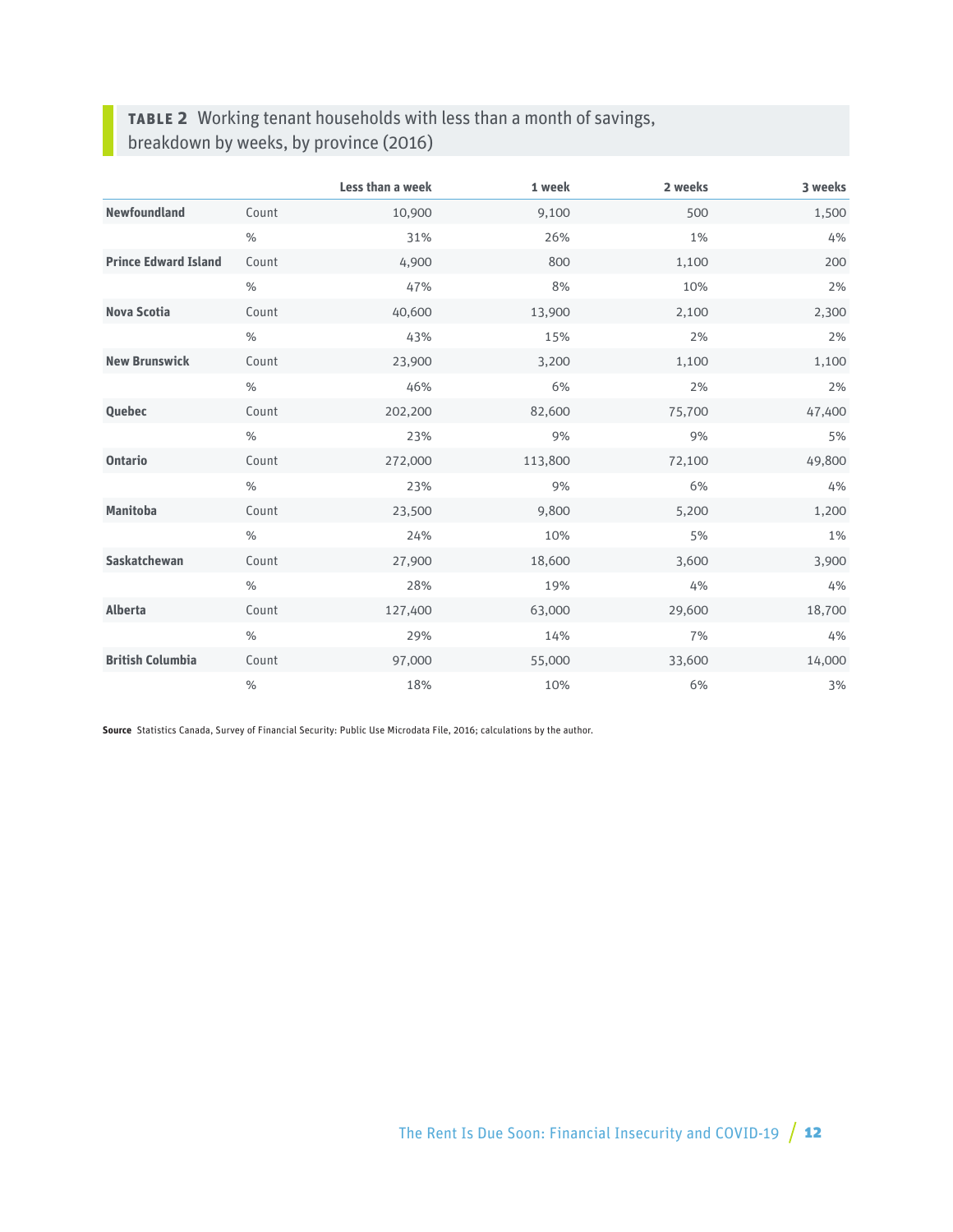**TABLE 2** Working tenant households with less than a month of savings, breakdown by weeks, by province (2016)

| | | Less than a week | 1 week | 2 weeks | 3 weeks |
|---|---|---|---|---|---|
| **Newfoundland** | Count | 10,900 | 9,100 | 500 | 1,500 |
| | % | 31% | 26% | 1% | 4% |
| **Prince Edward Island** | Count | 4,900 | 800 | 1,100 | 200 |
| | % | 47% | 8% | 10% | 2% |
| **Nova Scotia** | Count | 40,600 | 13,900 | 2,100 | 2,300 |
| | % | 43% | 15% | 2% | 2% |
| **New Brunswick** | Count | 23,900 | 3,200 | 1,100 | 1,100 |
| | % | 46% | 6% | 2% | 2% |
| **Quebec** | Count | 202,200 | 82,600 | 75,700 | 47,400 |
| | % | 23% | 9% | 9% | 5% |
| **Ontario** | Count | 272,000 | 113,800 | 72,100 | 49,800 |
| | % | 23% | 9% | 6% | 4% |
| **Manitoba** | Count | 23,500 | 9,800 | 5,200 | 1,200 |
| | % | 24% | 10% | 5% | 1% |
| **Saskatchewan** | Count | 27,900 | 18,600 | 3,600 | 3,900 |
| | % | 28% | 19% | 4% | 4% |
| **Alberta** | Count | 127,400 | 63,000 | 29,600 | 18,700 |
| | % | 29% | 14% | 7% | 4% |
| **British Columbia** | Count | 97,000 | 55,000 | 33,600 | 14,000 |
| | % | 18% | 10% | 6% | 3% |

**Source** Statistics Canada, Survey of Financial Security: Public Use Microdata File, 2016; calculations by the author.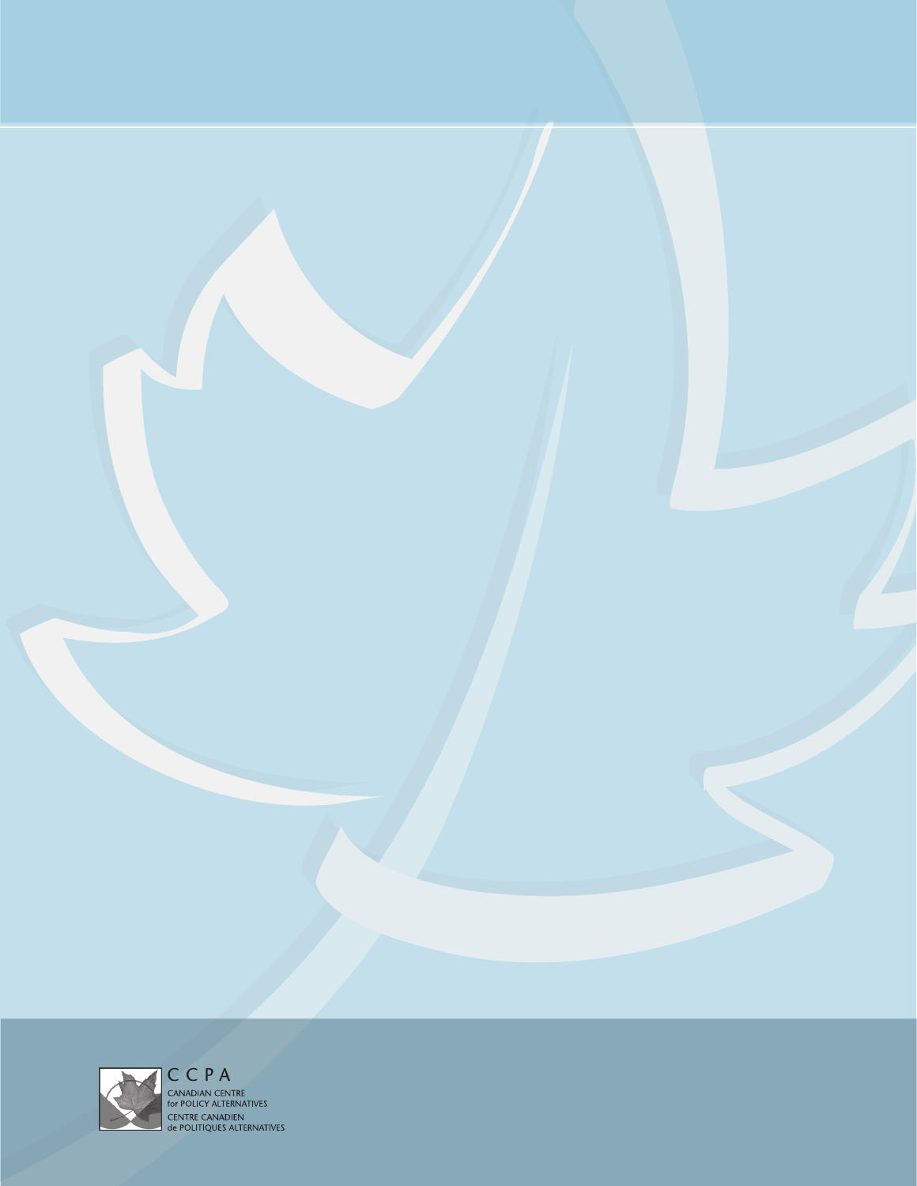CCPA

CANADIAN CENTRE
for POLICY ALTERNATIVES

CENTRE CANADIEN
de POLITIQUES ALTERNATIVES